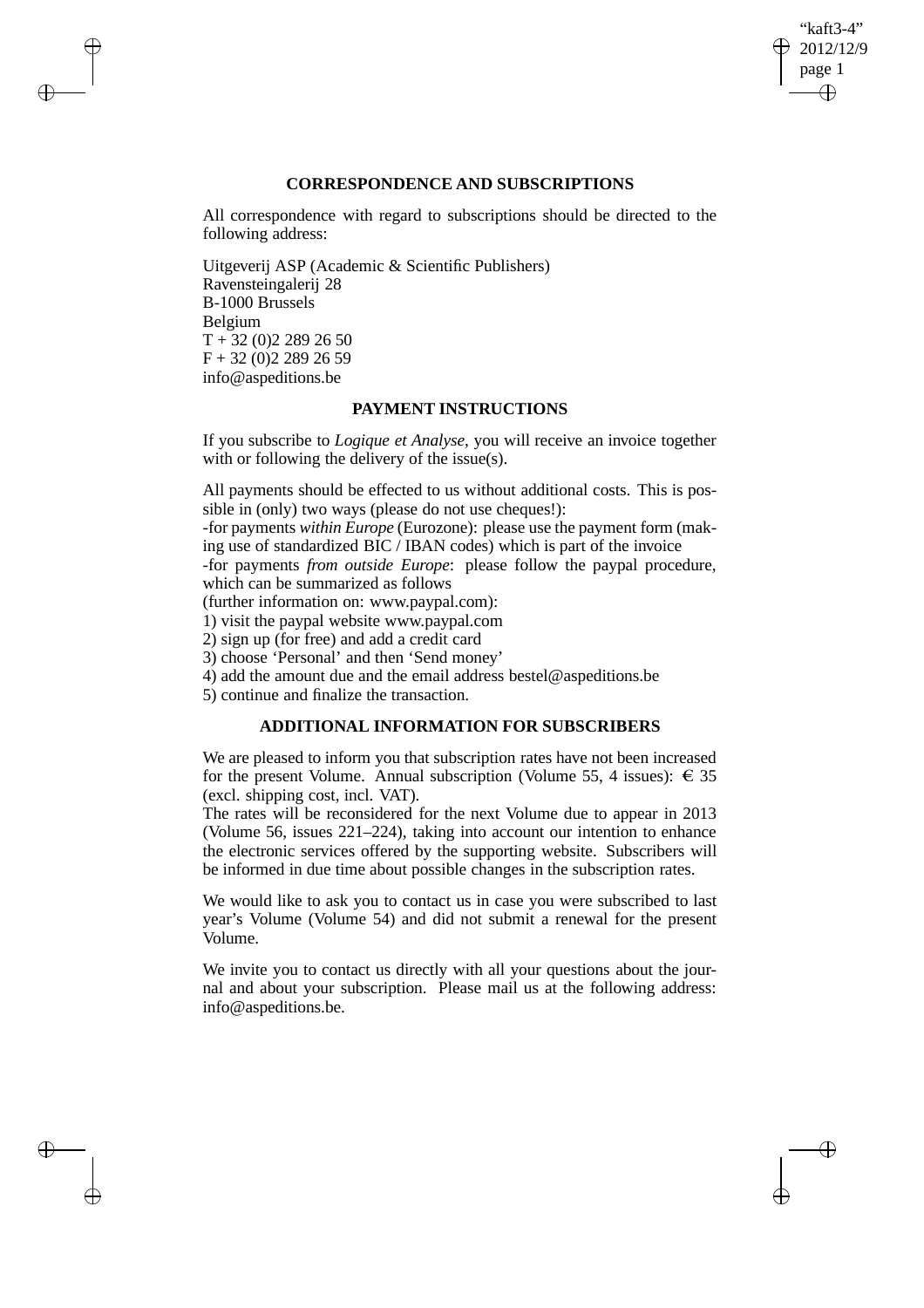## CORRESPONDENCE AND SUBSCRIPTIONS

All correspondence with regard to subscriptions should be directed to the following address:

Uitgeverij ASP (Academic & Scientific Publishers)
Ravensteingalerij 28
B-1000 Brussels
Belgium
T + 32 (0)2 289 26 50
F + 32 (0)2 289 26 59
info@aspeditions.be

## PAYMENT INSTRUCTIONS

If you subscribe to *Logique et Analyse*, you will receive an invoice together with or following the delivery of the issue(s).

All payments should be effected to us without additional costs. This is possible in (only) two ways (please do not use cheques!):
-for payments *within Europe* (Eurozone): please use the payment form (making use of standardized BIC / IBAN codes) which is part of the invoice
-for payments *from outside Europe*: please follow the paypal procedure, which can be summarized as follows
(further information on: www.paypal.com):
1) visit the paypal website www.paypal.com
2) sign up (for free) and add a credit card
3) choose 'Personal' and then 'Send money'
4) add the amount due and the email address bestel@aspeditions.be
5) continue and finalize the transaction.

## ADDITIONAL INFORMATION FOR SUBSCRIBERS

We are pleased to inform you that subscription rates have not been increased for the present Volume. Annual subscription (Volume 55, 4 issues): € 35 (excl. shipping cost, incl. VAT).
The rates will be reconsidered for the next Volume due to appear in 2013 (Volume 56, issues 221–224), taking into account our intention to enhance the electronic services offered by the supporting website. Subscribers will be informed in due time about possible changes in the subscription rates.

We would like to ask you to contact us in case you were subscribed to last year's Volume (Volume 54) and did not submit a renewal for the present Volume.

We invite you to contact us directly with all your questions about the journal and about your subscription. Please mail us at the following address: info@aspeditions.be.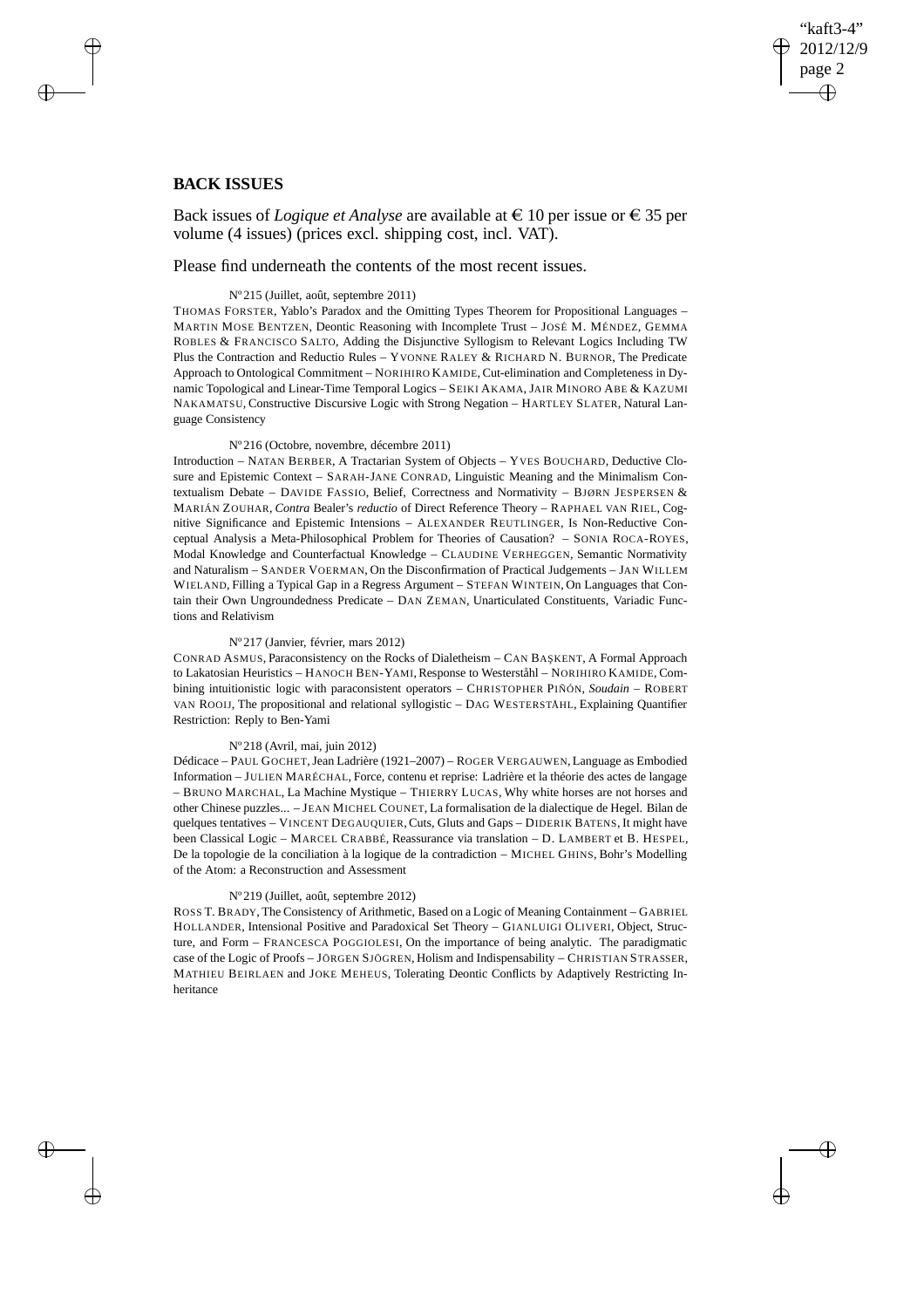## BACK ISSUES

Back issues of *Logique et Analyse* are available at € 10 per issue or € 35 per volume (4 issues) (prices excl. shipping cost, incl. VAT).

Please find underneath the contents of the most recent issues.

N° 215 (Juillet, août, septembre 2011)

THOMAS FORSTER, Yablo's Paradox and the Omitting Types Theorem for Propositional Languages – MARTIN MOSE BENTZEN, Deontic Reasoning with Incomplete Trust – JOSÉ M. MÉNDEZ, GEMMA ROBLES & FRANCISCO SALTO, Adding the Disjunctive Syllogism to Relevant Logics Including TW Plus the Contraction and Reductio Rules – YVONNE RALEY & RICHARD N. BURNOR, The Predicate Approach to Ontological Commitment – NORIHIRO KAMIDE, Cut-elimination and Completeness in Dynamic Topological and Linear-Time Temporal Logics – SEIKI AKAMA, JAIR MINORO ABE & KAZUMI NAKAMATSU, Constructive Discursive Logic with Strong Negation – HARTLEY SLATER, Natural Language Consistency

N° 216 (Octobre, novembre, décembre 2011)

Introduction – NATAN BERBER, A Tractarian System of Objects – YVES BOUCHARD, Deductive Closure and Epistemic Context – SARAH-JANE CONRAD, Linguistic Meaning and the Minimalism Contextualism Debate – DAVIDE FASSIO, Belief, Correctness and Normativity – BJØRN JESPERSEN & MARIÁN ZOUHAR, *Contra* Bealer's *reductio* of Direct Reference Theory – RAPHAEL VAN RIEL, Cognitive Significance and Epistemic Intensions – ALEXANDER REUTLINGER, Is Non-Reductive Conceptual Analysis a Meta-Philosophical Problem for Theories of Causation? – SONIA ROCA-ROYES, Modal Knowledge and Counterfactual Knowledge – CLAUDINE VERHEGGEN, Semantic Normativity and Naturalism – SANDER VOERMAN, On the Disconfirmation of Practical Judgements – JAN WILLEM WIELAND, Filling a Typical Gap in a Regress Argument – STEFAN WINTEIN, On Languages that Contain their Own Ungroundedness Predicate – DAN ZEMAN, Unarticulated Constituents, Variadic Functions and Relativism

N° 217 (Janvier, février, mars 2012)

CONRAD ASMUS, Paraconsistency on the Rocks of Dialetheism – CAN BAŞKENT, A Formal Approach to Lakatosian Heuristics – HANOCH BEN-YAMI, Response to Westerståhl – NORIHIRO KAMIDE, Combining intuitionistic logic with paraconsistent operators – CHRISTOPHER PIÑÓN, *Soudain* – ROBERT VAN ROOIJ, The propositional and relational syllogistic – DAG WESTERSTÅHL, Explaining Quantifier Restriction: Reply to Ben-Yami

N° 218 (Avril, mai, juin 2012)

Dédicace – PAUL GOCHET, Jean Ladrière (1921–2007) – ROGER VERGAUWEN, Language as Embodied Information – JULIEN MARÉCHAL, Force, contenu et reprise: Ladrière et la théorie des actes de langage – BRUNO MARCHAL, La Machine Mystique – THIERRY LUCAS, Why white horses are not horses and other Chinese puzzles... – JEAN MICHEL COUNET, La formalisation de la dialectique de Hegel. Bilan de quelques tentatives – VINCENT DEGAUQUIER, Cuts, Gluts and Gaps – DIDERIK BATENS, It might have been Classical Logic – MARCEL CRABBÉ, Reassurance via translation – D. LAMBERT et B. HESPEL, De la topologie de la conciliation à la logique de la contradiction – MICHEL GHINS, Bohr's Modelling of the Atom: a Reconstruction and Assessment

N° 219 (Juillet, août, septembre 2012)

ROSS T. BRADY, The Consistency of Arithmetic, Based on a Logic of Meaning Containment – GABRIEL HOLLANDER, Intensional Positive and Paradoxical Set Theory – GIANLUIGI OLIVERI, Object, Structure, and Form – FRANCESCA POGGIOLESI, On the importance of being analytic. The paradigmatic case of the Logic of Proofs – JÖRGEN SJÖGREN, Holism and Indispensability – CHRISTIAN STRASSER, MATHIEU BEIRLAEN and JOKE MEHEUS, Tolerating Deontic Conflicts by Adaptively Restricting Inheritance